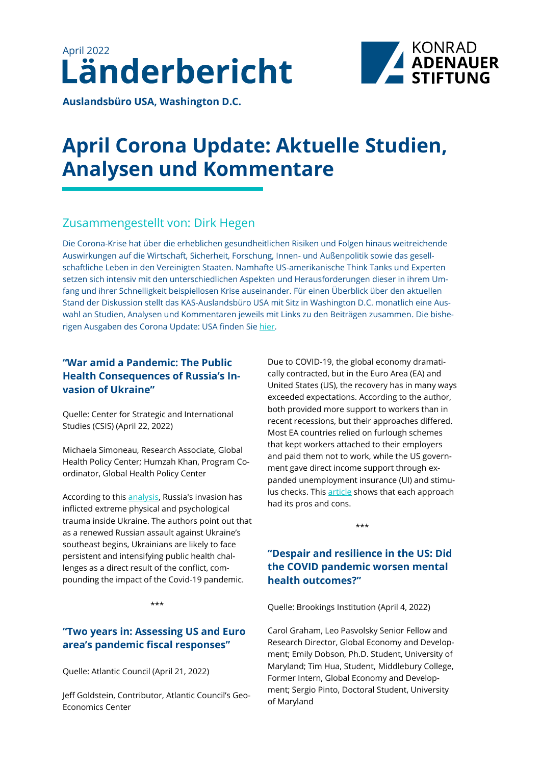April 2022

# Länderbericht

**Auslandsbüro USA, Washington D.C.**

KONRAD ADENAUER STIFTUNG

# April Corona Update: Aktuelle Studien, Analysen und Kommentare

## Zusammengestellt von: Dirk Hegen

Die Corona-Krise hat über die erheblichen gesundheitlichen Risiken und Folgen hinaus weitreichende Auswirkungen auf die Wirtschaft, Sicherheit, Forschung, Innen- und Außenpolitik sowie das gesellschaftliche Leben in den Vereinigten Staaten. Namhafte US-amerikanische Think Tanks und Experten setzen sich intensiv mit den unterschiedlichen Aspekten und Herausforderungen dieser in ihrem Umfang und ihrer Schnelligkeit beispiellosen Krise auseinander. Für einen Überblick über den aktuellen Stand der Diskussion stellt das KAS-Auslandsbüro USA mit Sitz in Washington D.C. monatlich eine Auswahl an Studien, Analysen und Kommentaren jeweils mit Links zu den Beiträgen zusammen. Die bisherigen Ausgaben des Corona Update: USA finden Sie hier.

### "War amid a Pandemic: The Public Health Consequences of Russia's Invasion of Ukraine"

Quelle: Center for Strategic and International Studies (CSIS) (April 22, 2022)

Michaela Simoneau, Research Associate, Global Health Policy Center; Humzah Khan, Program Coordinator, Global Health Policy Center

According to this analysis, Russia's invasion has inflicted extreme physical and psychological trauma inside Ukraine. The authors point out that as a renewed Russian assault against Ukraine's southeast begins, Ukrainians are likely to face persistent and intensifying public health challenges as a direct result of the conflict, compounding the impact of the Covid-19 pandemic.

\*\*\*

### "Two years in: Assessing US and Euro area's pandemic fiscal responses"

Quelle: Atlantic Council (April 21, 2022)

Jeff Goldstein, Contributor, Atlantic Council's Geo-Economics Center

Due to COVID-19, the global economy dramatically contracted, but in the Euro Area (EA) and United States (US), the recovery has in many ways exceeded expectations. According to the author, both provided more support to workers than in recent recessions, but their approaches differed. Most EA countries relied on furlough schemes that kept workers attached to their employers and paid them not to work, while the US government gave direct income support through expanded unemployment insurance (UI) and stimulus checks. This article shows that each approach had its pros and cons.

\*\*\*

### "Despair and resilience in the US: Did the COVID pandemic worsen mental health outcomes?"

Quelle: Brookings Institution (April 4, 2022)

Carol Graham, Leo Pasvolsky Senior Fellow and Research Director, Global Economy and Development; Emily Dobson, Ph.D. Student, University of Maryland; Tim Hua, Student, Middlebury College, Former Intern, Global Economy and Development; Sergio Pinto, Doctoral Student, University of Maryland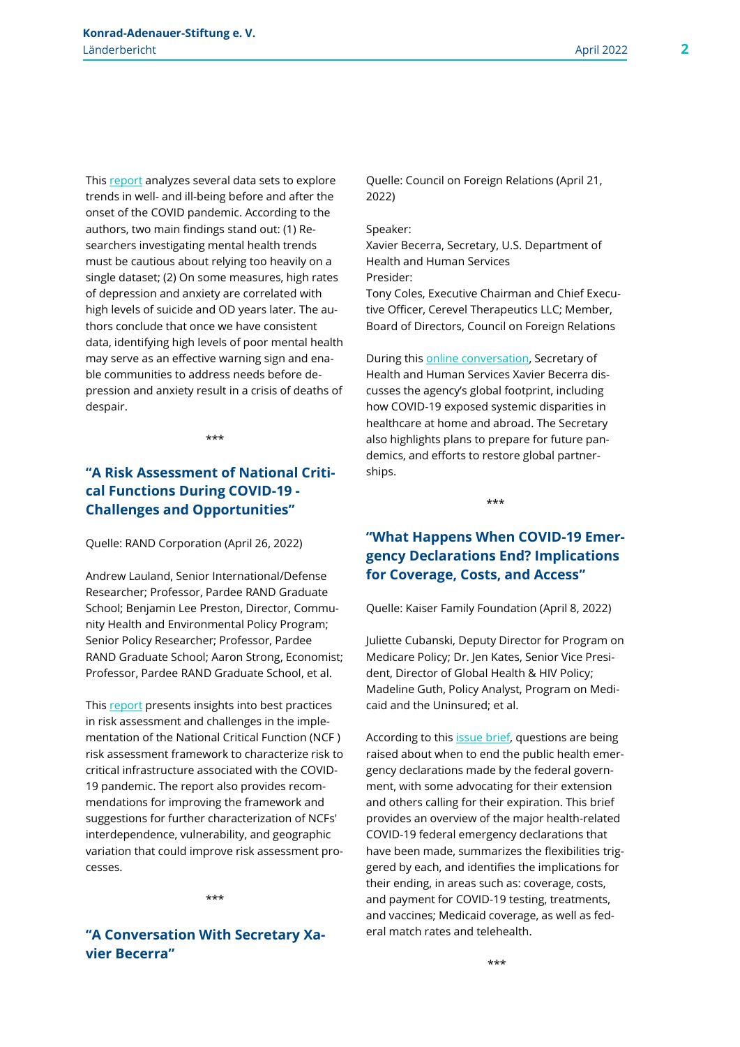This report analyzes several data sets to explore trends in well- and ill-being before and after the onset of the COVID pandemic. According to the authors, two main findings stand out: (1) Researchers investigating mental health trends must be cautious about relying too heavily on a single dataset; (2) On some measures, high rates of depression and anxiety are correlated with high levels of suicide and OD years later. The authors conclude that once we have consistent data, identifying high levels of poor mental health may serve as an effective warning sign and enable communities to address needs before depression and anxiety result in a crisis of deaths of despair.

\*\*\*

### "A Risk Assessment of National Critical Functions During COVID-19 - Challenges and Opportunities"

Quelle: RAND Corporation (April 26, 2022)

Andrew Lauland, Senior International/Defense Researcher; Professor, Pardee RAND Graduate School; Benjamin Lee Preston, Director, Community Health and Environmental Policy Program; Senior Policy Researcher; Professor, Pardee RAND Graduate School; Aaron Strong, Economist; Professor, Pardee RAND Graduate School, et al.

This report presents insights into best practices in risk assessment and challenges in the implementation of the National Critical Function (NCF ) risk assessment framework to characterize risk to critical infrastructure associated with the COVID-19 pandemic. The report also provides recommendations for improving the framework and suggestions for further characterization of NCFs' interdependence, vulnerability, and geographic variation that could improve risk assessment processes.

\*\*\*

### "A Conversation With Secretary Xavier Becerra"

Quelle: Council on Foreign Relations (April 21, 2022)

Speaker:
Xavier Becerra, Secretary, U.S. Department of Health and Human Services
Presider:
Tony Coles, Executive Chairman and Chief Executive Officer, Cerevel Therapeutics LLC; Member, Board of Directors, Council on Foreign Relations

During this online conversation, Secretary of Health and Human Services Xavier Becerra discusses the agency's global footprint, including how COVID-19 exposed systemic disparities in healthcare at home and abroad. The Secretary also highlights plans to prepare for future pandemics, and efforts to restore global partnerships.

\*\*\*

### "What Happens When COVID-19 Emergency Declarations End? Implications for Coverage, Costs, and Access"

Quelle: Kaiser Family Foundation (April 8, 2022)

Juliette Cubanski, Deputy Director for Program on Medicare Policy; Dr. Jen Kates, Senior Vice President, Director of Global Health & HIV Policy; Madeline Guth, Policy Analyst, Program on Medicaid and the Uninsured; et al.

According to this issue brief, questions are being raised about when to end the public health emergency declarations made by the federal government, with some advocating for their extension and others calling for their expiration. This brief provides an overview of the major health-related COVID-19 federal emergency declarations that have been made, summarizes the flexibilities triggered by each, and identifies the implications for their ending, in areas such as: coverage, costs, and payment for COVID-19 testing, treatments, and vaccines; Medicaid coverage, as well as federal match rates and telehealth.

\*\*\*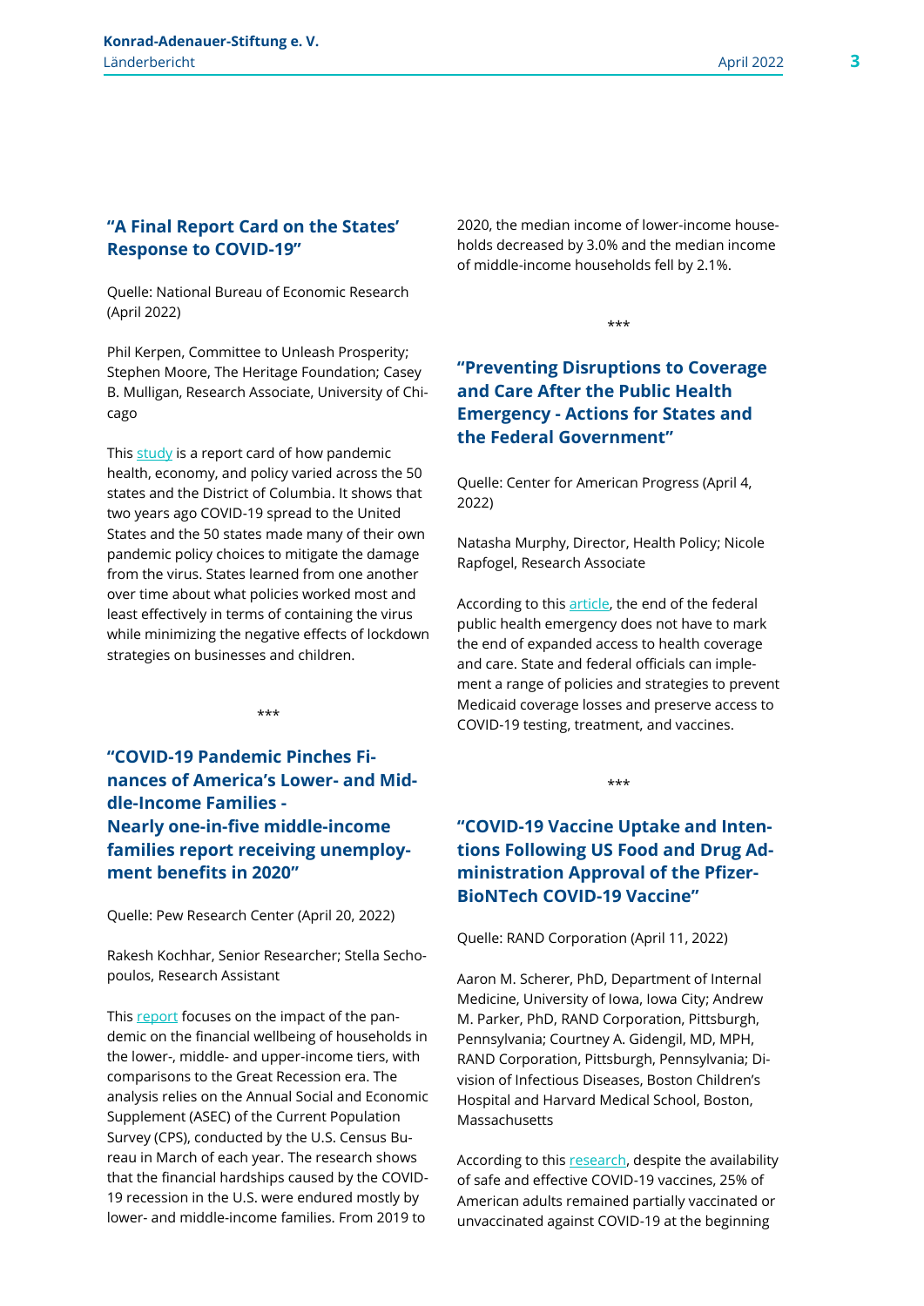### "A Final Report Card on the States' Response to COVID-19"

Quelle: National Bureau of Economic Research (April 2022)

Phil Kerpen, Committee to Unleash Prosperity; Stephen Moore, The Heritage Foundation; Casey B. Mulligan, Research Associate, University of Chicago

This study is a report card of how pandemic health, economy, and policy varied across the 50 states and the District of Columbia. It shows that two years ago COVID-19 spread to the United States and the 50 states made many of their own pandemic policy choices to mitigate the damage from the virus. States learned from one another over time about what policies worked most and least effectively in terms of containing the virus while minimizing the negative effects of lockdown strategies on businesses and children.

***

### "COVID-19 Pandemic Pinches Finances of America's Lower- and Middle-Income Families - Nearly one-in-five middle-income families report receiving unemployment benefits in 2020"

Quelle: Pew Research Center (April 20, 2022)

Rakesh Kochhar, Senior Researcher; Stella Sechopoulos, Research Assistant

This report focuses on the impact of the pandemic on the financial wellbeing of households in the lower-, middle- and upper-income tiers, with comparisons to the Great Recession era. The analysis relies on the Annual Social and Economic Supplement (ASEC) of the Current Population Survey (CPS), conducted by the U.S. Census Bureau in March of each year. The research shows that the financial hardships caused by the COVID-19 recession in the U.S. were endured mostly by lower- and middle-income families. From 2019 to 2020, the median income of lower-income households decreased by 3.0% and the median income of middle-income households fell by 2.1%.

***

### "Preventing Disruptions to Coverage and Care After the Public Health Emergency - Actions for States and the Federal Government"

Quelle: Center for American Progress (April 4, 2022)

Natasha Murphy, Director, Health Policy; Nicole Rapfogel, Research Associate

According to this article, the end of the federal public health emergency does not have to mark the end of expanded access to health coverage and care. State and federal officials can implement a range of policies and strategies to prevent Medicaid coverage losses and preserve access to COVID-19 testing, treatment, and vaccines.

***

### "COVID-19 Vaccine Uptake and Intentions Following US Food and Drug Administration Approval of the Pfizer-BioNTech COVID-19 Vaccine"

Quelle: RAND Corporation (April 11, 2022)

Aaron M. Scherer, PhD, Department of Internal Medicine, University of Iowa, Iowa City; Andrew M. Parker, PhD, RAND Corporation, Pittsburgh, Pennsylvania; Courtney A. Gidengil, MD, MPH, RAND Corporation, Pittsburgh, Pennsylvania; Division of Infectious Diseases, Boston Children's Hospital and Harvard Medical School, Boston, Massachusetts

According to this research, despite the availability of safe and effective COVID-19 vaccines, 25% of American adults remained partially vaccinated or unvaccinated against COVID-19 at the beginning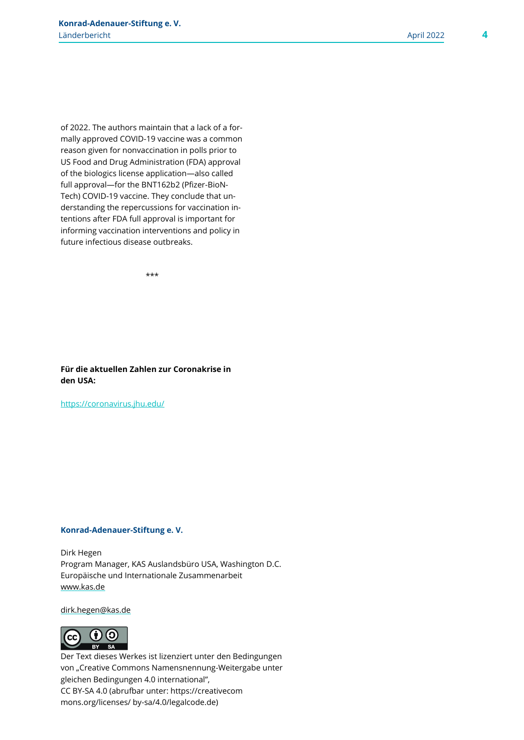of 2022. The authors maintain that a lack of a formally approved COVID-19 vaccine was a common reason given for nonvaccination in polls prior to US Food and Drug Administration (FDA) approval of the biologics license application—also called full approval—for the BNT162b2 (Pfizer-BioNTech) COVID-19 vaccine. They conclude that understanding the repercussions for vaccination intentions after FDA full approval is important for informing vaccination interventions and policy in future infectious disease outbreaks.

***

**Für die aktuellen Zahlen zur Coronakrise in den USA:**

https://coronavirus.jhu.edu/

**Konrad-Adenauer-Stiftung e. V.**

Dirk Hegen  
Program Manager, KAS Auslandsbüro USA, Washington D.C.  
Europäische und Internationale Zusammenarbeit  
www.kas.de

dirk.hegen@kas.de

Der Text dieses Werkes ist lizenziert unter den Bedingungen von „Creative Commons Namensnennung-Weitergabe unter gleichen Bedingungen 4.0 international", CC BY-SA 4.0 (abrufbar unter: https://creativecommons.org/licenses/by-sa/4.0/legalcode.de)